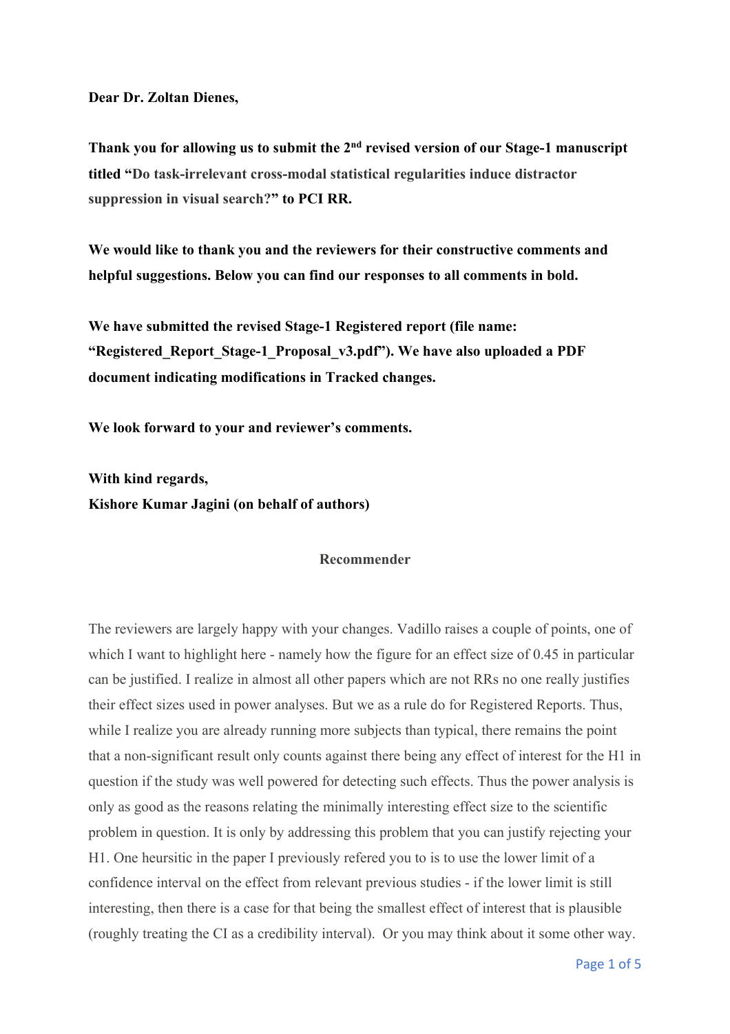**Dear Dr. Zoltan Dienes,**

**Thank you for allowing us to submit the 2nd revised version of our Stage-1 manuscript titled "Do task-irrelevant cross-modal statistical regularities induce distractor suppression in visual search?" to PCI RR.**

**We would like to thank you and the reviewers for their constructive comments and helpful suggestions. Below you can find our responses to all comments in bold.**

**We have submitted the revised Stage-1 Registered report (file name: "Registered_Report_Stage-1_Proposal_v3.pdf"). We have also uploaded a PDF document indicating modifications in Tracked changes.**

**We look forward to your and reviewer's comments.**

**With kind regards,**
**Kishore Kumar Jagini (on behalf of authors)**

## Recommender

The reviewers are largely happy with your changes. Vadillo raises a couple of points, one of which I want to highlight here - namely how the figure for an effect size of 0.45 in particular can be justified. I realize in almost all other papers which are not RRs no one really justifies their effect sizes used in power analyses. But we as a rule do for Registered Reports. Thus, while I realize you are already running more subjects than typical, there remains the point that a non-significant result only counts against there being any effect of interest for the H1 in question if the study was well powered for detecting such effects. Thus the power analysis is only as good as the reasons relating the minimally interesting effect size to the scientific problem in question. It is only by addressing this problem that you can justify rejecting your H1. One heursitic in the paper I previously refered you to is to use the lower limit of a confidence interval on the effect from relevant previous studies - if the lower limit is still interesting, then there is a case for that being the smallest effect of interest that is plausible (roughly treating the CI as a credibility interval). Or you may think about it some other way.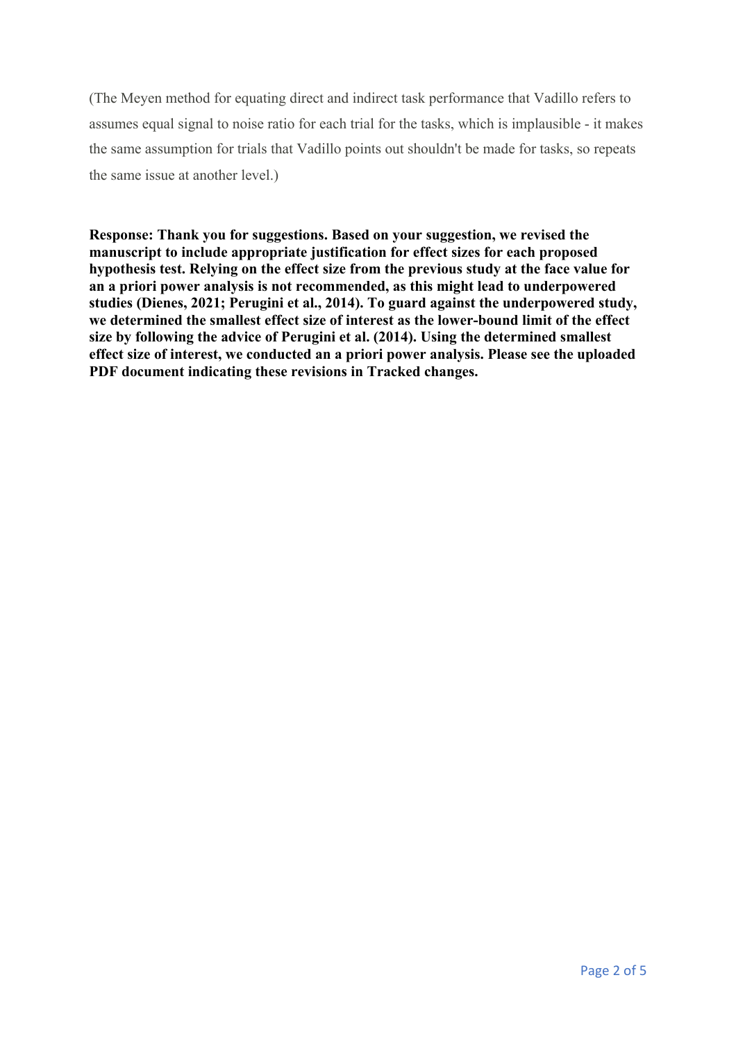(The Meyen method for equating direct and indirect task performance that Vadillo refers to assumes equal signal to noise ratio for each trial for the tasks, which is implausible - it makes the same assumption for trials that Vadillo points out shouldn't be made for tasks, so repeats the same issue at another level.)

**Response: Thank you for suggestions. Based on your suggestion, we revised the manuscript to include appropriate justification for effect sizes for each proposed hypothesis test. Relying on the effect size from the previous study at the face value for an a priori power analysis is not recommended, as this might lead to underpowered studies (Dienes, 2021; Perugini et al., 2014). To guard against the underpowered study, we determined the smallest effect size of interest as the lower-bound limit of the effect size by following the advice of Perugini et al. (2014). Using the determined smallest effect size of interest, we conducted an a priori power analysis. Please see the uploaded PDF document indicating these revisions in Tracked changes.**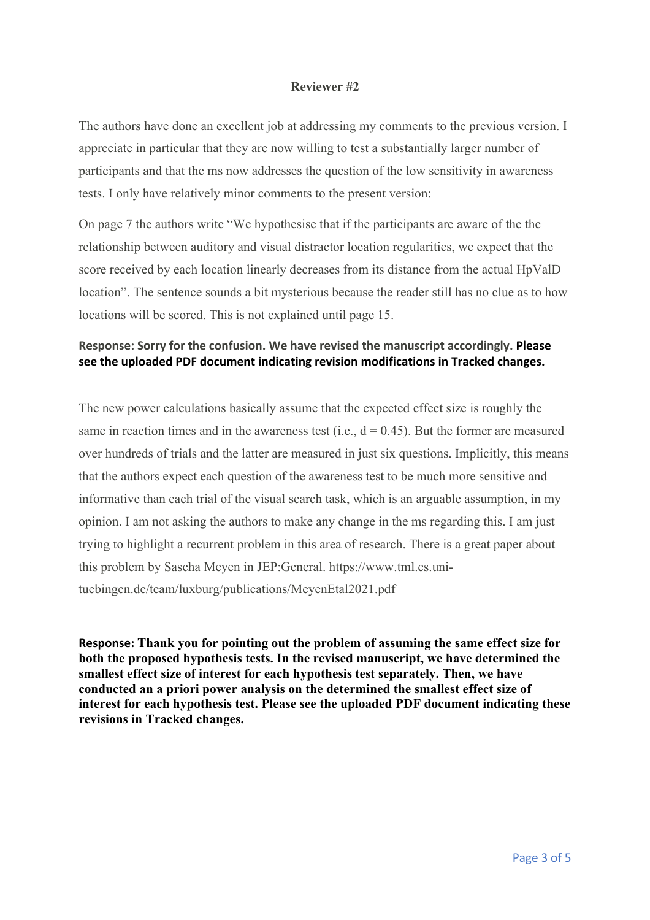**Reviewer #2**

The authors have done an excellent job at addressing my comments to the previous version. I appreciate in particular that they are now willing to test a substantially larger number of participants and that the ms now addresses the question of the low sensitivity in awareness tests. I only have relatively minor comments to the present version:

On page 7 the authors write "We hypothesise that if the participants are aware of the the relationship between auditory and visual distractor location regularities, we expect that the score received by each location linearly decreases from its distance from the actual HpValD location". The sentence sounds a bit mysterious because the reader still has no clue as to how locations will be scored. This is not explained until page 15.

**Response: Sorry for the confusion. We have revised the manuscript accordingly. Please see the uploaded PDF document indicating revision modifications in Tracked changes.**

The new power calculations basically assume that the expected effect size is roughly the same in reaction times and in the awareness test (i.e., $d = 0.45$). But the former are measured over hundreds of trials and the latter are measured in just six questions. Implicitly, this means that the authors expect each question of the awareness test to be much more sensitive and informative than each trial of the visual search task, which is an arguable assumption, in my opinion. I am not asking the authors to make any change in the ms regarding this. I am just trying to highlight a recurrent problem in this area of research. There is a great paper about this problem by Sascha Meyen in JEP:General. https://www.tml.cs.uni-tuebingen.de/team/luxburg/publications/MeyenEtal2021.pdf

**Response: Thank you for pointing out the problem of assuming the same effect size for both the proposed hypothesis tests. In the revised manuscript, we have determined the smallest effect size of interest for each hypothesis test separately. Then, we have conducted an a priori power analysis on the determined the smallest effect size of interest for each hypothesis test. Please see the uploaded PDF document indicating these revisions in Tracked changes.**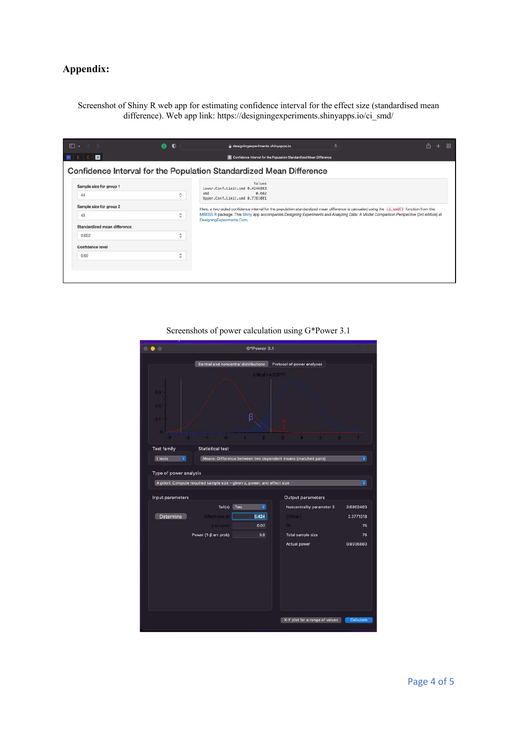**Appendix:**

Screenshot of Shiny R web app for estimating confidence interval for the effect size (standardised mean difference). Web app link: https://designingexperiments.shinyapps.io/ci_smd/

Screenshots of power calculation using G*Power 3.1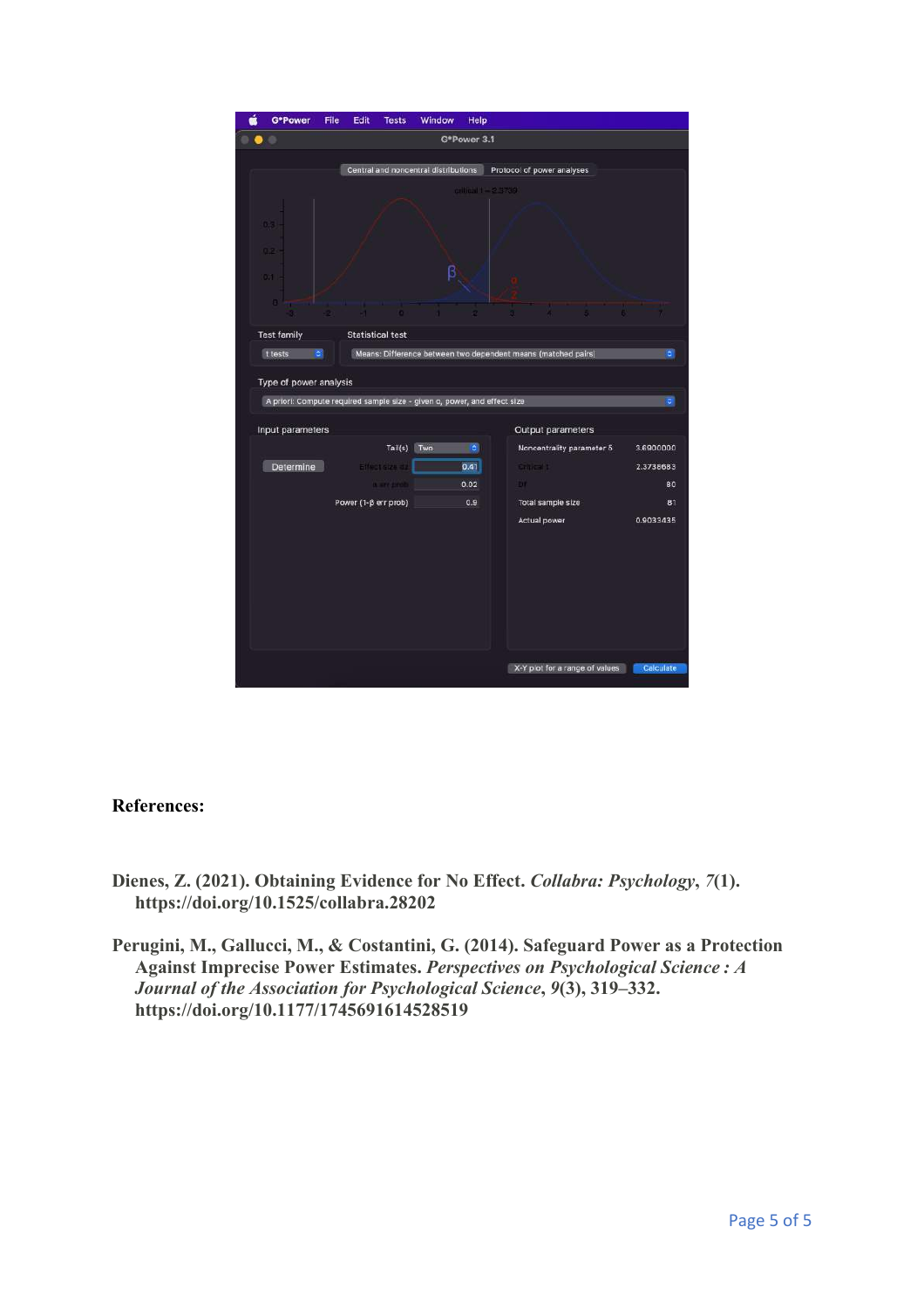G*Power File Edit Tests Window Help

G*Power 3.1

Central and noncentral distributions | Protocol of power analyses

critical t = 2.3739

Test family: t tests

Statistical test: Means: Difference between two dependent means (matched pairs)

Type of power analysis: A priori: Compute required sample size - given α, power, and effect size

Input parameters

Determine

Tail(s): Two

Effect size dz: 0.41

α err prob: 0.02

Power (1-β err prob): 0.9

Output parameters

Noncentrality parameter δ: 3.6900000

Critical t: 2.3738683

Df: 80

Total sample size: 81

Actual power: 0.9033435

X-Y plot for a range of values | Calculate

**References:**

Dienes, Z. (2021). Obtaining Evidence for No Effect. *Collabra: Psychology*, *7*(1). https://doi.org/10.1525/collabra.28202

Perugini, M., Gallucci, M., & Costantini, G. (2014). Safeguard Power as a Protection Against Imprecise Power Estimates. *Perspectives on Psychological Science : A Journal of the Association for Psychological Science*, *9*(3), 319–332. https://doi.org/10.1177/1745691614528519